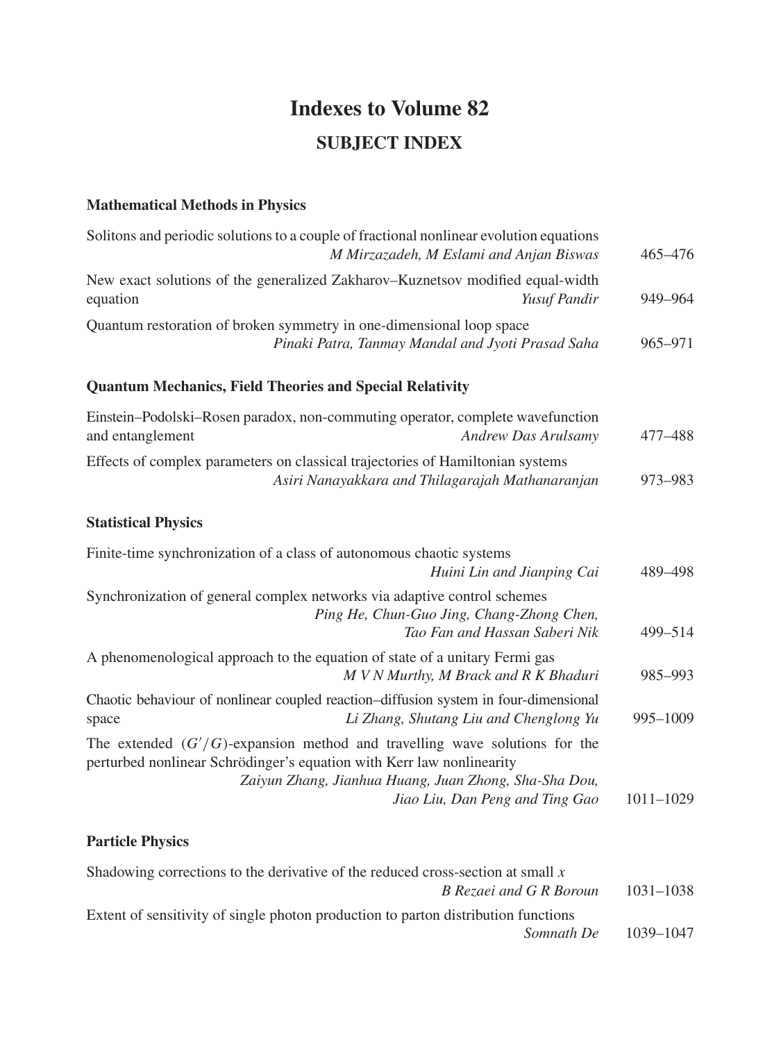# Indexes to Volume 82

## SUBJECT INDEX

### Mathematical Methods in Physics

Solitons and periodic solutions to a couple of fractional nonlinear evolution equations
*M Mirzazadeh, M Eslami and Anjan Biswas* 465–476

New exact solutions of the generalized Zakharov–Kuznetsov modified equal-width equation
*Yusuf Pandir* 949–964

Quantum restoration of broken symmetry in one-dimensional loop space
*Pinaki Patra, Tanmay Mandal and Jyoti Prasad Saha* 965–971

### Quantum Mechanics, Field Theories and Special Relativity

Einstein–Podolski–Rosen paradox, non-commuting operator, complete wavefunction and entanglement
*Andrew Das Arulsamy* 477–488

Effects of complex parameters on classical trajectories of Hamiltonian systems
*Asiri Nanayakkara and Thilagarajah Mathanaranjan* 973–983

### Statistical Physics

Finite-time synchronization of a class of autonomous chaotic systems
*Huini Lin and Jianping Cai* 489–498

Synchronization of general complex networks via adaptive control schemes
*Ping He, Chun-Guo Jing, Chang-Zhong Chen, Tao Fan and Hassan Saberi Nik* 499–514

A phenomenological approach to the equation of state of a unitary Fermi gas
*M V N Murthy, M Brack and R K Bhaduri* 985–993

Chaotic behaviour of nonlinear coupled reaction–diffusion system in four-dimensional space
*Li Zhang, Shutang Liu and Chenglong Yu* 995–1009

The extended $(G'/G)$-expansion method and travelling wave solutions for the perturbed nonlinear Schrödinger's equation with Kerr law nonlinearity
*Zaiyun Zhang, Jianhua Huang, Juan Zhong, Sha-Sha Dou, Jiao Liu, Dan Peng and Ting Gao* 1011–1029

### Particle Physics

Shadowing corrections to the derivative of the reduced cross-section at small $x$
*B Rezaei and G R Boroun* 1031–1038

Extent of sensitivity of single photon production to parton distribution functions
*Somnath De* 1039–1047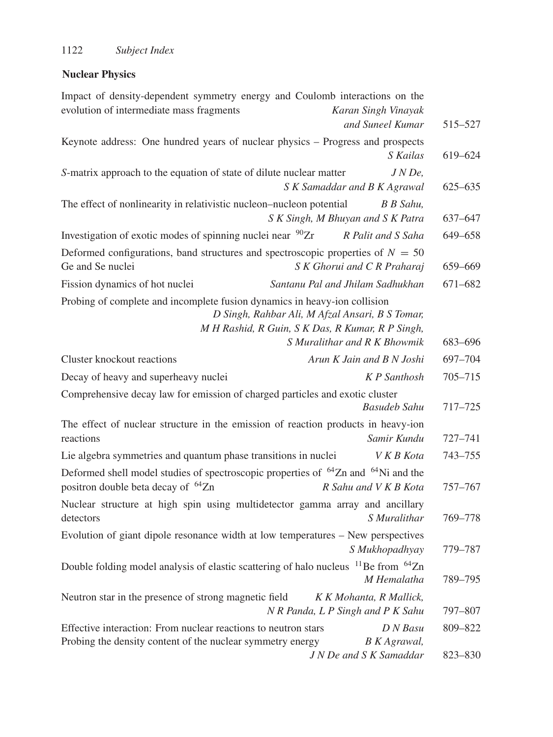## Nuclear Physics

Impact of density-dependent symmetry energy and Coulomb interactions on the evolution of intermediate mass fragments — *Karan Singh Vinayak and Suneel Kumar* — 515–527

Keynote address: One hundred years of nuclear physics – Progress and prospects — *S Kailas* — 619–624

*S*-matrix approach to the equation of state of dilute nuclear matter — *J N De, S K Samaddar and B K Agrawal* — 625–635

The effect of nonlinearity in relativistic nucleon–nucleon potential — *B B Sahu, S K Singh, M Bhuyan and S K Patra* — 637–647

Investigation of exotic modes of spinning nuclei near $^{90}$Zr — *R Palit and S Saha* — 649–658

Deformed configurations, band structures and spectroscopic properties of $N = 50$ Ge and Se nuclei — *S K Ghorui and C R Praharaj* — 659–669

Fission dynamics of hot nuclei — *Santanu Pal and Jhilam Sadhukhan* — 671–682

Probing of complete and incomplete fusion dynamics in heavy-ion collision — *D Singh, Rahbar Ali, M Afzal Ansari, B S Tomar, M H Rashid, R Guin, S K Das, R Kumar, R P Singh, S Muralithar and R K Bhowmik* — 683–696

Cluster knockout reactions — *Arun K Jain and B N Joshi* — 697–704

Decay of heavy and superheavy nuclei — *K P Santhosh* — 705–715

Comprehensive decay law for emission of charged particles and exotic cluster — *Basudeb Sahu* — 717–725

The effect of nuclear structure in the emission of reaction products in heavy-ion reactions — *Samir Kundu* — 727–741

Lie algebra symmetries and quantum phase transitions in nuclei — *V K B Kota* — 743–755

Deformed shell model studies of spectroscopic properties of $^{64}$Zn and $^{64}$Ni and the positron double beta decay of $^{64}$Zn — *R Sahu and V K B Kota* — 757–767

Nuclear structure at high spin using multidetector gamma array and ancillary detectors — *S Muralithar* — 769–778

Evolution of giant dipole resonance width at low temperatures – New perspectives — *S Mukhopadhyay* — 779–787

Double folding model analysis of elastic scattering of halo nucleus $^{11}$Be from $^{64}$Zn — *M Hemalatha* — 789–795

Neutron star in the presence of strong magnetic field — *K K Mohanta, R Mallick, N R Panda, L P Singh and P K Sahu* — 797–807

Effective interaction: From nuclear reactions to neutron stars — *D N Basu* — 809–822

Probing the density content of the nuclear symmetry energy — *B K Agrawal, J N De and S K Samaddar* — 823–830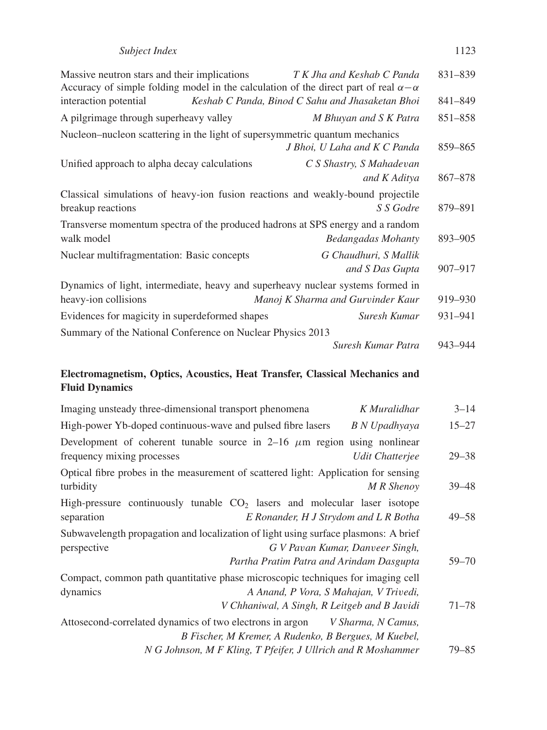Massive neutron stars and their implications *T K Jha and Keshab C Panda* 831–839

Accuracy of simple folding model in the calculation of the direct part of real $\alpha-\alpha$ interaction potential *Keshab C Panda, Binod C Sahu and Jhasaketan Bhoi* 841–849

A pilgrimage through superheavy valley *M Bhuyan and S K Patra* 851–858

Nucleon–nucleon scattering in the light of supersymmetric quantum mechanics *J Bhoi, U Laha and K C Panda* 859–865

Unified approach to alpha decay calculations *C S Shastry, S Mahadevan and K Aditya* 867–878

Classical simulations of heavy-ion fusion reactions and weakly-bound projectile breakup reactions *S S Godre* 879–891

Transverse momentum spectra of the produced hadrons at SPS energy and a random walk model *Bedangadas Mohanty* 893–905

Nuclear multifragmentation: Basic concepts *G Chaudhuri, S Mallik and S Das Gupta* 907–917

Dynamics of light, intermediate, heavy and superheavy nuclear systems formed in heavy-ion collisions *Manoj K Sharma and Gurvinder Kaur* 919–930

Evidences for magicity in superdeformed shapes *Suresh Kumar* 931–941

Summary of the National Conference on Nuclear Physics 2013 *Suresh Kumar Patra* 943–944

## Electromagnetism, Optics, Acoustics, Heat Transfer, Classical Mechanics and Fluid Dynamics

Imaging unsteady three-dimensional transport phenomena *K Muralidhar* 3–14

High-power Yb-doped continuous-wave and pulsed fibre lasers *B N Upadhyaya* 15–27

Development of coherent tunable source in 2–16 $\mu$m region using nonlinear frequency mixing processes *Udit Chatterjee* 29–38

Optical fibre probes in the measurement of scattered light: Application for sensing turbidity *M R Shenoy* 39–48

High-pressure continuously tunable $CO_2$ lasers and molecular laser isotope separation *E Ronander, H J Strydom and L R Botha* 49–58

Subwavelength propagation and localization of light using surface plasmons: A brief perspective *G V Pavan Kumar, Danveer Singh, Partha Pratim Patra and Arindam Dasgupta* 59–70

Compact, common path quantitative phase microscopic techniques for imaging cell dynamics *A Anand, P Vora, S Mahajan, V Trivedi, V Chhaniwal, A Singh, R Leitgeb and B Javidi* 71–78

Attosecond-correlated dynamics of two electrons in argon *V Sharma, N Camus, B Fischer, M Kremer, A Rudenko, B Bergues, M Kuebel, N G Johnson, M F Kling, T Pfeifer, J Ullrich and R Moshammer* 79–85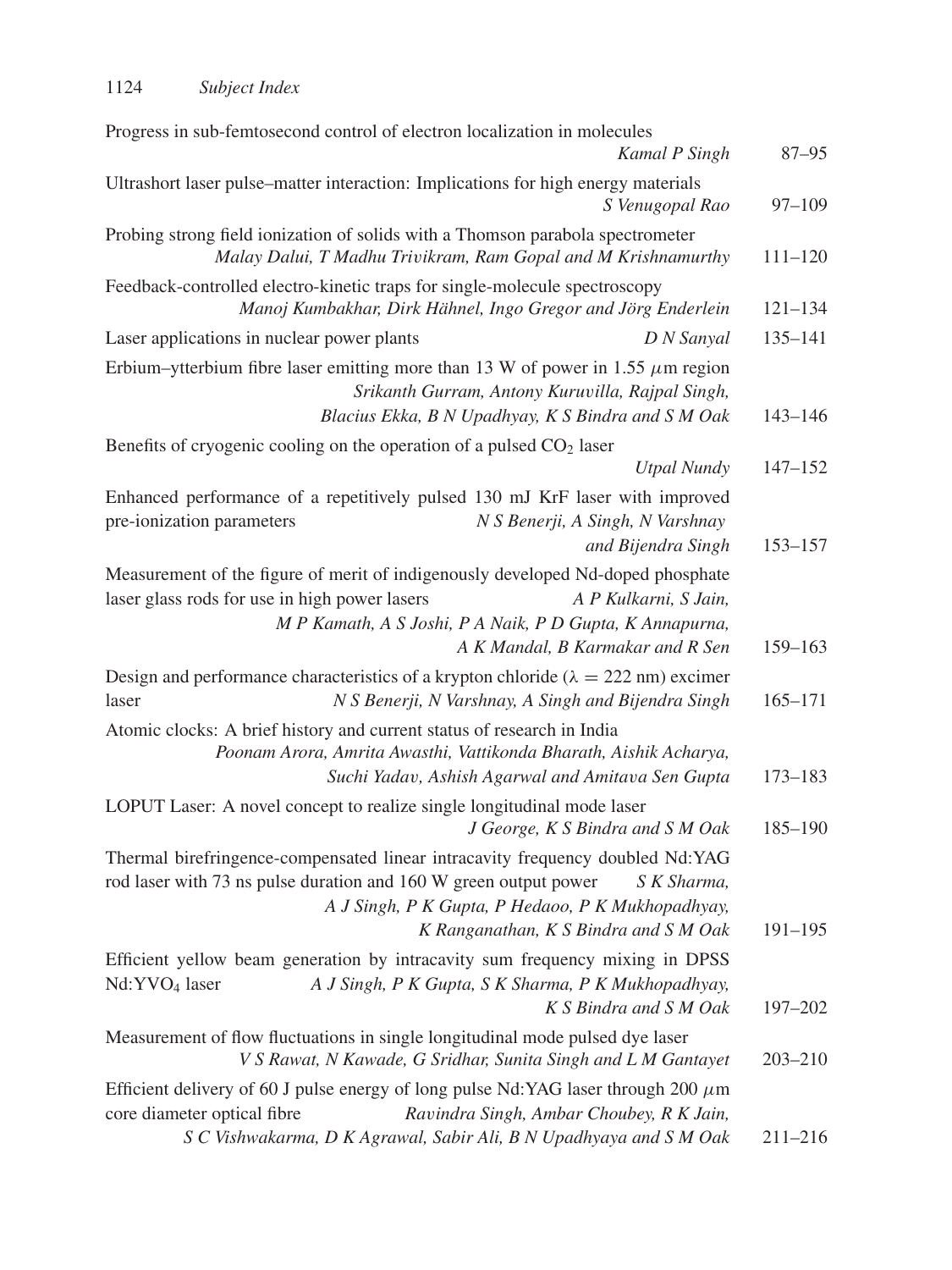Progress in sub-femtosecond control of electron localization in molecules
*Kamal P Singh* 87–95

Ultrashort laser pulse–matter interaction: Implications for high energy materials
*S Venugopal Rao* 97–109

Probing strong field ionization of solids with a Thomson parabola spectrometer
*Malay Dalui, T Madhu Trivikram, Ram Gopal and M Krishnamurthy* 111–120

Feedback-controlled electro-kinetic traps for single-molecule spectroscopy
*Manoj Kumbakhar, Dirk Hähnel, Ingo Gregor and Jörg Enderlein* 121–134

Laser applications in nuclear power plants *D N Sanyal* 135–141

Erbium–ytterbium fibre laser emitting more than 13 W of power in 1.55 $\mu$m region
*Srikanth Gurram, Antony Kuruvilla, Rajpal Singh, Blacius Ekka, B N Upadhyay, K S Bindra and S M Oak* 143–146

Benefits of cryogenic cooling on the operation of a pulsed $CO_2$ laser
*Utpal Nundy* 147–152

Enhanced performance of a repetitively pulsed 130 mJ KrF laser with improved pre-ionization parameters *N S Benerji, A Singh, N Varshnay and Bijendra Singh* 153–157

Measurement of the figure of merit of indigenously developed Nd-doped phosphate laser glass rods for use in high power lasers *A P Kulkarni, S Jain, M P Kamath, A S Joshi, P A Naik, P D Gupta, K Annapurna, A K Mandal, B Karmakar and R Sen* 159–163

Design and performance characteristics of a krypton chloride ($\lambda = 222$ nm) excimer laser *N S Benerji, N Varshnay, A Singh and Bijendra Singh* 165–171

Atomic clocks: A brief history and current status of research in India
*Poonam Arora, Amrita Awasthi, Vattikonda Bharath, Aishik Acharya, Suchi Yadav, Ashish Agarwal and Amitava Sen Gupta* 173–183

LOPUT Laser: A novel concept to realize single longitudinal mode laser
*J George, K S Bindra and S M Oak* 185–190

Thermal birefringence-compensated linear intracavity frequency doubled Nd:YAG rod laser with 73 ns pulse duration and 160 W green output power *S K Sharma, A J Singh, P K Gupta, P Hedaoo, P K Mukhopadhyay, K Ranganathan, K S Bindra and S M Oak* 191–195

Efficient yellow beam generation by intracavity sum frequency mixing in DPSS Nd:$YVO_4$ laser *A J Singh, P K Gupta, S K Sharma, P K Mukhopadhyay, K S Bindra and S M Oak* 197–202

Measurement of flow fluctuations in single longitudinal mode pulsed dye laser
*V S Rawat, N Kawade, G Sridhar, Sunita Singh and L M Gantayet* 203–210

Efficient delivery of 60 J pulse energy of long pulse Nd:YAG laser through 200 $\mu$m core diameter optical fibre *Ravindra Singh, Ambar Choubey, R K Jain, S C Vishwakarma, D K Agrawal, Sabir Ali, B N Upadhyaya and S M Oak* 211–216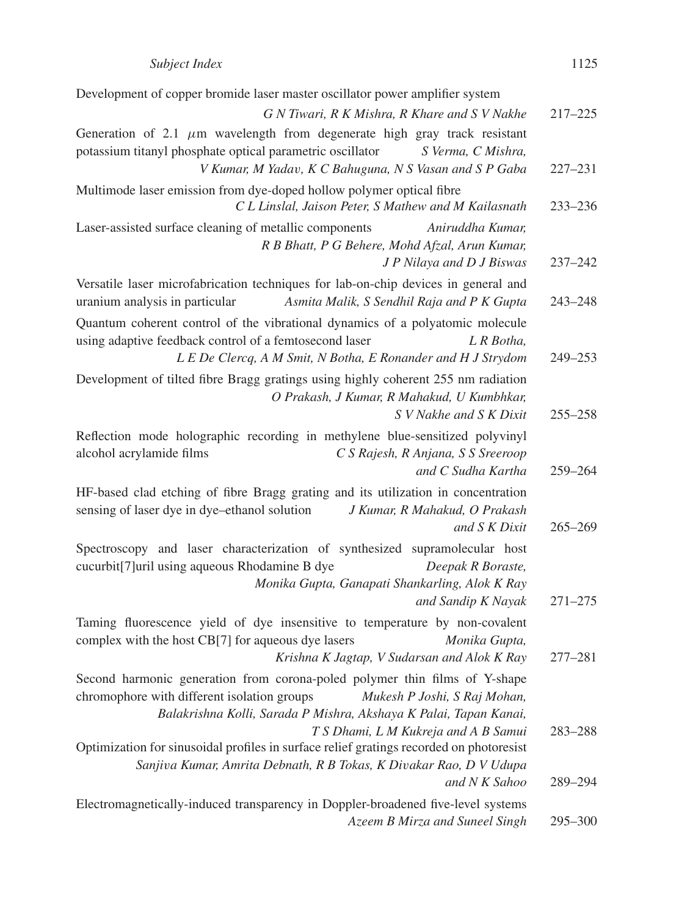Development of copper bromide laser master oscillator power amplifier system
*G N Tiwari, R K Mishra, R Khare and S V Nakhe* 217–225

Generation of 2.1 $\mu$m wavelength from degenerate high gray track resistant potassium titanyl phosphate optical parametric oscillator *S Verma, C Mishra, V Kumar, M Yadav, K C Bahuguna, N S Vasan and S P Gaba* 227–231

Multimode laser emission from dye-doped hollow polymer optical fibre
*C L Linslal, Jaison Peter, S Mathew and M Kailasnath* 233–236

Laser-assisted surface cleaning of metallic components *Aniruddha Kumar, R B Bhatt, P G Behere, Mohd Afzal, Arun Kumar, J P Nilaya and D J Biswas* 237–242

Versatile laser microfabrication techniques for lab-on-chip devices in general and uranium analysis in particular *Asmita Malik, S Sendhil Raja and P K Gupta* 243–248

Quantum coherent control of the vibrational dynamics of a polyatomic molecule using adaptive feedback control of a femtosecond laser *L R Botha, L E De Clercq, A M Smit, N Botha, E Ronander and H J Strydom* 249–253

Development of tilted fibre Bragg gratings using highly coherent 255 nm radiation
*O Prakash, J Kumar, R Mahakud, U Kumbhkar, S V Nakhe and S K Dixit* 255–258

Reflection mode holographic recording in methylene blue-sensitized polyvinyl alcohol acrylamide films *C S Rajesh, R Anjana, S S Sreeroop and C Sudha Kartha* 259–264

HF-based clad etching of fibre Bragg grating and its utilization in concentration sensing of laser dye in dye–ethanol solution *J Kumar, R Mahakud, O Prakash and S K Dixit* 265–269

Spectroscopy and laser characterization of synthesized supramolecular host cucurbit[7]uril using aqueous Rhodamine B dye *Deepak R Boraste, Monika Gupta, Ganapati Shankarling, Alok K Ray and Sandip K Nayak* 271–275

Taming fluorescence yield of dye insensitive to temperature by non-covalent complex with the host CB[7] for aqueous dye lasers *Monika Gupta, Krishna K Jagtap, V Sudarsan and Alok K Ray* 277–281

Second harmonic generation from corona-poled polymer thin films of Y-shape chromophore with different isolation groups *Mukesh P Joshi, S Raj Mohan, Balakrishna Kolli, Sarada P Mishra, Akshaya K Palai, Tapan Kanai, T S Dhami, L M Kukreja and A B Samui* 283–288

Optimization for sinusoidal profiles in surface relief gratings recorded on photoresist
*Sanjiva Kumar, Amrita Debnath, R B Tokas, K Divakar Rao, D V Udupa and N K Sahoo* 289–294

Electromagnetically-induced transparency in Doppler-broadened five-level systems
*Azeem B Mirza and Suneel Singh* 295–300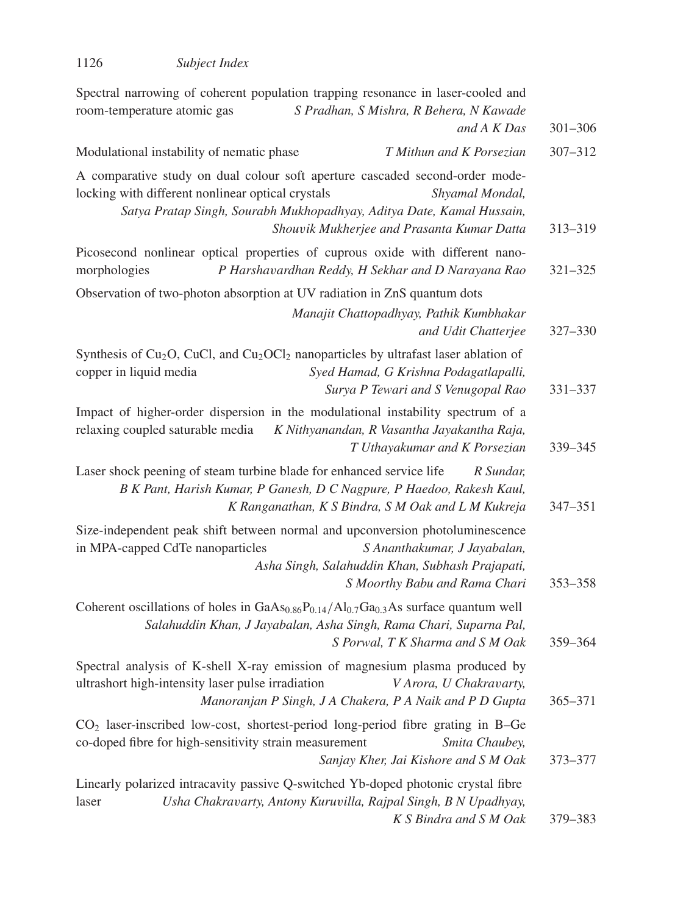Spectral narrowing of coherent population trapping resonance in laser-cooled and room-temperature atomic gas *S Pradhan, S Mishra, R Behera, N Kawade and A K Das* 301–306

Modulational instability of nematic phase *T Mithun and K Porsezian* 307–312

A comparative study on dual colour soft aperture cascaded second-order mode-locking with different nonlinear optical crystals *Shyamal Mondal, Satya Pratap Singh, Sourabh Mukhopadhyay, Aditya Date, Kamal Hussain, Shouvik Mukherjee and Prasanta Kumar Datta* 313–319

Picosecond nonlinear optical properties of cuprous oxide with different nano-morphologies *P Harshavardhan Reddy, H Sekhar and D Narayana Rao* 321–325

Observation of two-photon absorption at UV radiation in ZnS quantum dots *Manajit Chattopadhyay, Pathik Kumbhakar and Udit Chatterjee* 327–330

Synthesis of $Cu_2O$, CuCl, and $Cu_2OCl_2$ nanoparticles by ultrafast laser ablation of copper in liquid media *Syed Hamad, G Krishna Podagatlapalli, Surya P Tewari and S Venugopal Rao* 331–337

Impact of higher-order dispersion in the modulational instability spectrum of a relaxing coupled saturable media *K Nithyanandan, R Vasantha Jayakantha Raja, T Uthayakumar and K Porsezian* 339–345

Laser shock peening of steam turbine blade for enhanced service life *R Sundar, B K Pant, Harish Kumar, P Ganesh, D C Nagpure, P Haedoo, Rakesh Kaul, K Ranganathan, K S Bindra, S M Oak and L M Kukreja* 347–351

Size-independent peak shift between normal and upconversion photoluminescence in MPA-capped CdTe nanoparticles *S Ananthakumar, J Jayabalan, Asha Singh, Salahuddin Khan, Subhash Prajapati, S Moorthy Babu and Rama Chari* 353–358

Coherent oscillations of holes in $GaAs_{0.86}P_{0.14}/Al_{0.7}Ga_{0.3}As$ surface quantum well *Salahuddin Khan, J Jayabalan, Asha Singh, Rama Chari, Suparna Pal, S Porwal, T K Sharma and S M Oak* 359–364

Spectral analysis of K-shell X-ray emission of magnesium plasma produced by ultrashort high-intensity laser pulse irradiation *V Arora, U Chakravarty, Manoranjan P Singh, J A Chakera, P A Naik and P D Gupta* 365–371

$CO_2$ laser-inscribed low-cost, shortest-period long-period fibre grating in B–Ge co-doped fibre for high-sensitivity strain measurement *Smita Chaubey, Sanjay Kher, Jai Kishore and S M Oak* 373–377

Linearly polarized intracavity passive Q-switched Yb-doped photonic crystal fibre laser *Usha Chakravarty, Antony Kuruvilla, Rajpal Singh, B N Upadhyay, K S Bindra and S M Oak* 379–383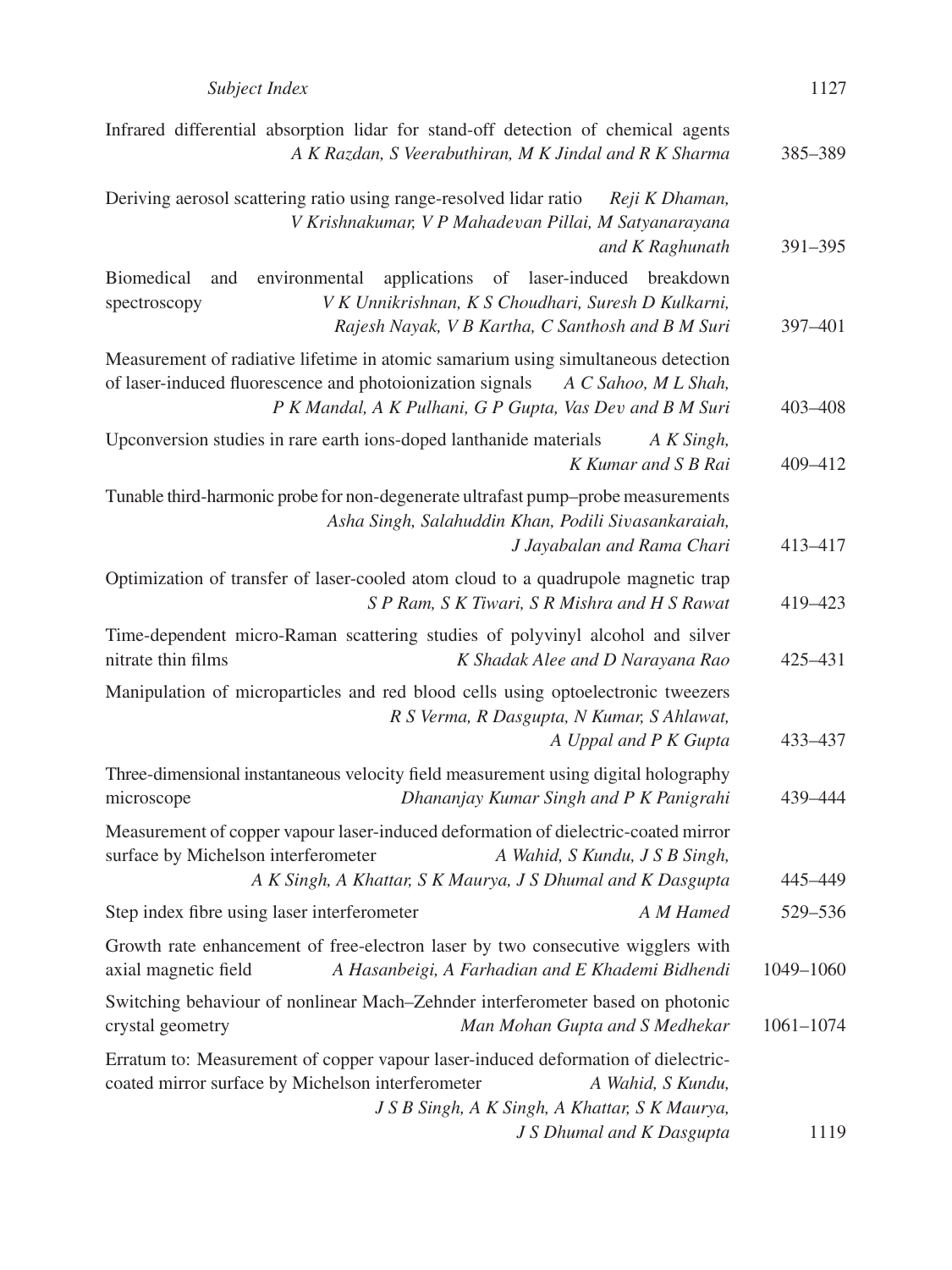Infrared differential absorption lidar for stand-off detection of chemical agents *A K Razdan, S Veerabuthiran, M K Jindal and R K Sharma* 385–389

Deriving aerosol scattering ratio using range-resolved lidar ratio *Reji K Dhaman, V Krishnakumar, V P Mahadevan Pillai, M Satyanarayana and K Raghunath* 391–395

Biomedical and environmental applications of laser-induced breakdown spectroscopy *V K Unnikrishnan, K S Choudhari, Suresh D Kulkarni, Rajesh Nayak, V B Kartha, C Santhosh and B M Suri* 397–401

Measurement of radiative lifetime in atomic samarium using simultaneous detection of laser-induced fluorescence and photoionization signals *A C Sahoo, M L Shah, P K Mandal, A K Pulhani, G P Gupta, Vas Dev and B M Suri* 403–408

Upconversion studies in rare earth ions-doped lanthanide materials *A K Singh, K Kumar and S B Rai* 409–412

Tunable third-harmonic probe for non-degenerate ultrafast pump–probe measurements *Asha Singh, Salahuddin Khan, Podili Sivasankaraiah, J Jayabalan and Rama Chari* 413–417

Optimization of transfer of laser-cooled atom cloud to a quadrupole magnetic trap *S P Ram, S K Tiwari, S R Mishra and H S Rawat* 419–423

Time-dependent micro-Raman scattering studies of polyvinyl alcohol and silver nitrate thin films *K Shadak Alee and D Narayana Rao* 425–431

Manipulation of microparticles and red blood cells using optoelectronic tweezers *R S Verma, R Dasgupta, N Kumar, S Ahlawat, A Uppal and P K Gupta* 433–437

Three-dimensional instantaneous velocity field measurement using digital holography microscope *Dhananjay Kumar Singh and P K Panigrahi* 439–444

Measurement of copper vapour laser-induced deformation of dielectric-coated mirror surface by Michelson interferometer *A Wahid, S Kundu, J S B Singh, A K Singh, A Khattar, S K Maurya, J S Dhumal and K Dasgupta* 445–449

Step index fibre using laser interferometer *A M Hamed* 529–536

Growth rate enhancement of free-electron laser by two consecutive wigglers with axial magnetic field *A Hasanbeigi, A Farhadian and E Khademi Bidhendi* 1049–1060

Switching behaviour of nonlinear Mach–Zehnder interferometer based on photonic crystal geometry *Man Mohan Gupta and S Medhekar* 1061–1074

Erratum to: Measurement of copper vapour laser-induced deformation of dielectric-coated mirror surface by Michelson interferometer *A Wahid, S Kundu, J S B Singh, A K Singh, A Khattar, S K Maurya, J S Dhumal and K Dasgupta* 1119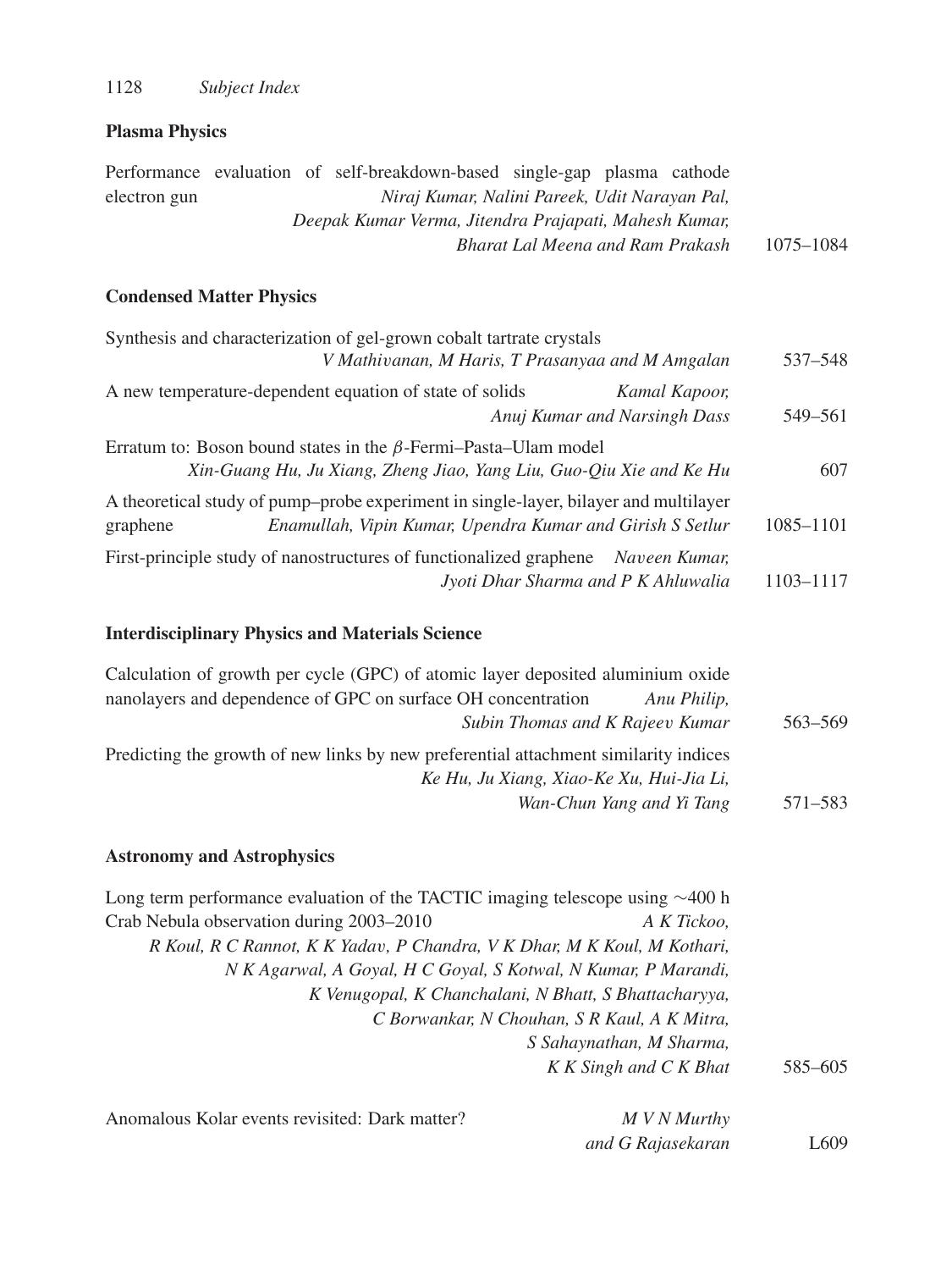## Plasma Physics

Performance evaluation of self-breakdown-based single-gap plasma cathode electron gun *Niraj Kumar, Nalini Pareek, Udit Narayan Pal, Deepak Kumar Verma, Jitendra Prajapati, Mahesh Kumar, Bharat Lal Meena and Ram Prakash* 1075–1084

## Condensed Matter Physics

Synthesis and characterization of gel-grown cobalt tartrate crystals *V Mathivanan, M Haris, T Prasanyaa and M Amgalan* 537–548

A new temperature-dependent equation of state of solids *Kamal Kapoor, Anuj Kumar and Narsingh Dass* 549–561

Erratum to: Boson bound states in the $\beta$-Fermi–Pasta–Ulam model *Xin-Guang Hu, Ju Xiang, Zheng Jiao, Yang Liu, Guo-Qiu Xie and Ke Hu* 607

A theoretical study of pump–probe experiment in single-layer, bilayer and multilayer graphene *Enamullah, Vipin Kumar, Upendra Kumar and Girish S Setlur* 1085–1101

First-principle study of nanostructures of functionalized graphene *Naveen Kumar, Jyoti Dhar Sharma and P K Ahluwalia* 1103–1117

## Interdisciplinary Physics and Materials Science

Calculation of growth per cycle (GPC) of atomic layer deposited aluminium oxide nanolayers and dependence of GPC on surface OH concentration *Anu Philip, Subin Thomas and K Rajeev Kumar* 563–569

Predicting the growth of new links by new preferential attachment similarity indices *Ke Hu, Ju Xiang, Xiao-Ke Xu, Hui-Jia Li, Wan-Chun Yang and Yi Tang* 571–583

## Astronomy and Astrophysics

Long term performance evaluation of the TACTIC imaging telescope using ∼400 h Crab Nebula observation during 2003–2010 *A K Tickoo, R Koul, R C Rannot, K K Yadav, P Chandra, V K Dhar, M K Koul, M Kothari, N K Agarwal, A Goyal, H C Goyal, S Kotwal, N Kumar, P Marandi, K Venugopal, K Chanchalani, N Bhatt, S Bhattacharyya, C Borwankar, N Chouhan, S R Kaul, A K Mitra, S Sahaynathan, M Sharma, K K Singh and C K Bhat* 585–605

Anomalous Kolar events revisited: Dark matter? *M V N Murthy and G Rajasekaran* L609